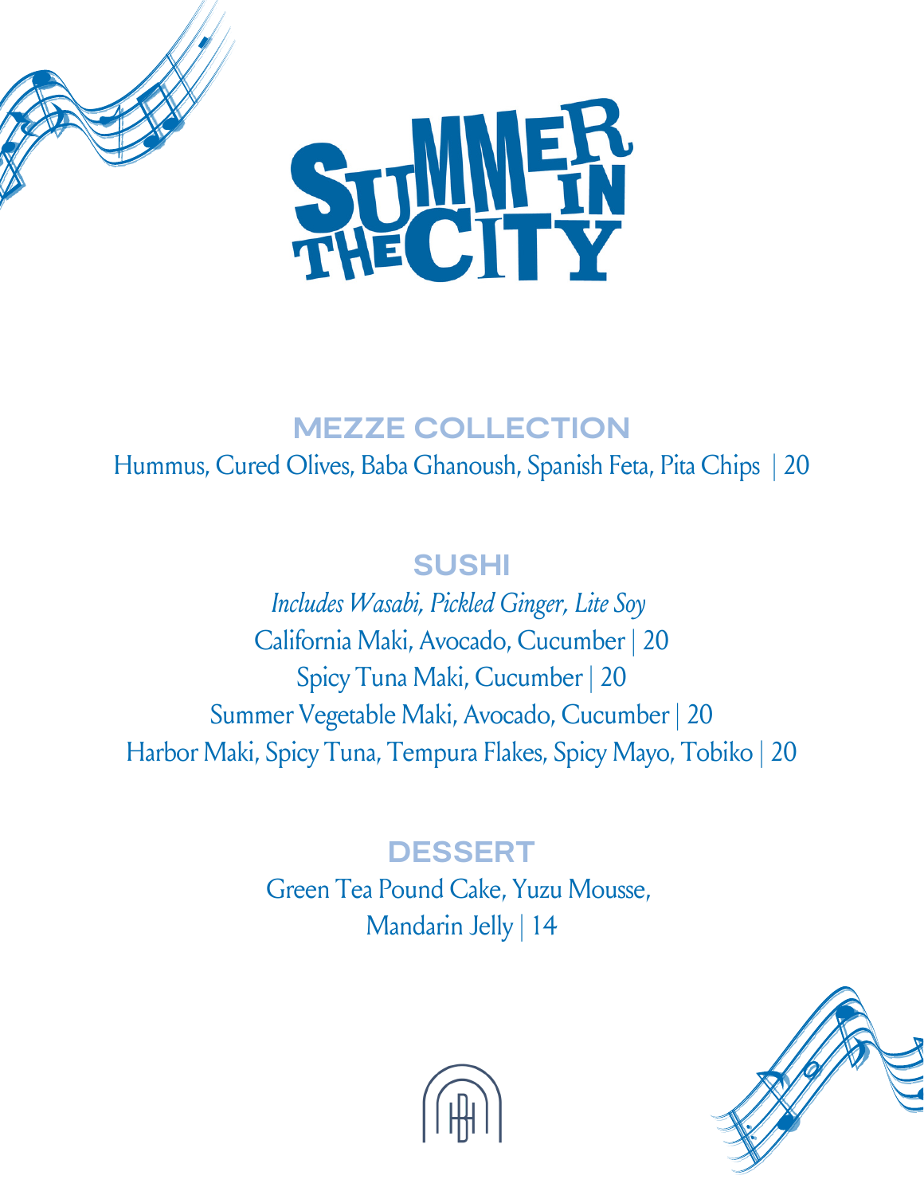# SUMMER IN THE CITY

## MEZZE COLLECTION

Hummus, Cured Olives, Baba Ghanoush, Spanish Feta, Pita Chips | 20

## SUSHI

*Includes Wasabi, Pickled Ginger, Lite Soy*

California Maki, Avocado, Cucumber | 20

Spicy Tuna Maki, Cucumber | 20

Summer Vegetable Maki, Avocado, Cucumber | 20

Harbor Maki, Spicy Tuna, Tempura Flakes, Spicy Mayo, Tobiko | 20

## DESSERT

Green Tea Pound Cake, Yuzu Mousse,
Mandarin Jelly | 14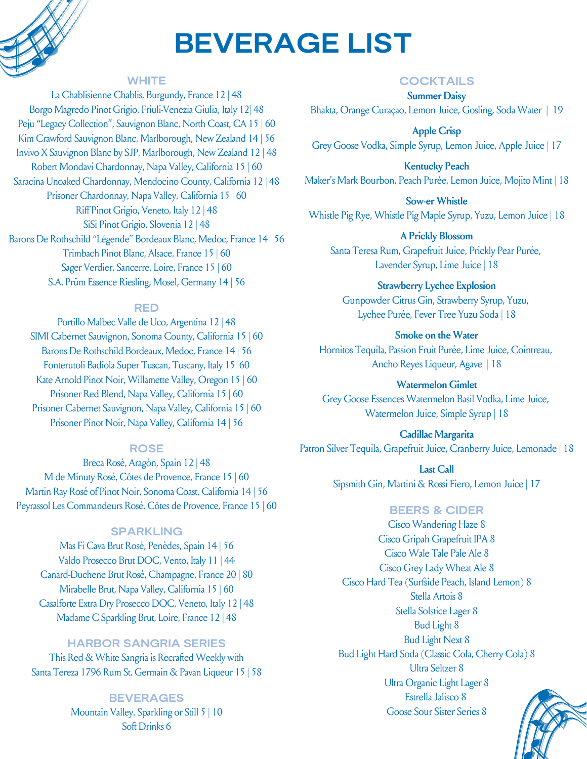# BEVERAGE LIST

## WHITE

La Chablisienne Chablis, Burgundy, France 12 | 48
Borgo Magredo Pinot Grigio, Friuli-Venezia Giulia, Italy 12| 48
Peju "Legacy Collection", Sauvignon Blanc, North Coast, CA 15 | 60
Kim Crawford Sauvignon Blanc, Marlborough, New Zealand 14 | 56
Invivo X Sauvignon Blanc by SJP, Marlborough, New Zealand 12 | 48
Robert Mondavi Chardonnay, Napa Valley, California 15 | 60
Saracina Unoaked Chardonnay, Mendocino County, California 12 | 48
Prisoner Chardonnay, Napa Valley, California 15 | 60
Riff Pinot Grigio, Veneto, Italy 12 | 48
SiSi Pinot Grigio, Slovenia 12 | 48
Barons De Rothschild "Légende" Bordeaux Blanc, Medoc, France 14 | 56
Trimbach Pinot Blanc, Alsace, France 15 | 60
Sager Verdier, Sancerre, Loire, France 15 | 60
S.A. Prüm Essence Riesling, Mosel, Germany 14 | 56

## RED

Portillo Malbec Valle de Uco, Argentina 12 | 48
SIMI Cabernet Sauvignon, Sonoma County, California 15 | 60
Barons De Rothschild Bordeaux, Medoc, France 14 | 56
Fonterutoli Badiola Super Tuscan, Tuscany, Italy 15| 60
Kate Arnold Pinot Noir, Willamette Valley, Oregon 15 | 60
Prisoner Red Blend, Napa Valley, California 15 | 60
Prisoner Cabernet Sauvignon, Napa Valley, California 15 | 60
Prisoner Pinot Noir, Napa Valley, California 14 | 56

## ROSE

Breca Rosé, Aragón, Spain 12 | 48
M de Minuty Rosé, Côtes de Provence, France 15 | 60
Martin Ray Rosé of Pinot Noir, Sonoma Coast, California 14 | 56
Peyrassol Les Commandeurs Rosé, Côtes de Provence, France 15 | 60

## SPARKLING

Mas Fi Cava Brut Rosé, Penèdes, Spain 14 | 56
Valdo Prosecco Brut DOC, Vento, Italy 11 | 44
Canard-Duchene Brut Rosé, Champagne, France 20 | 80
Mirabelle Brut, Napa Valley, California 15 | 60
Casalforte Extra Dry Prosecco DOC, Veneto, Italy 12 | 48
Madame C Sparkling Brut, Loire, France 12 | 48

## HARBOR SANGRIA SERIES

This Red & White Sangria is Recrafted Weekly with
Santa Tereza 1796 Rum St. Germain & Pavan Liqueur 15 | 58

## BEVERAGES

Mountain Valley, Sparkling or Still 5 | 10
Soft Drinks 6

## COCKTAILS

**Summer Daisy**
Bhakta, Orange Curaçao, Lemon Juice, Gosling, Soda Water | 19

**Apple Crisp**
Grey Goose Vodka, Simple Syrup, Lemon Juice, Apple Juice | 17

**Kentucky Peach**
Maker's Mark Bourbon, Peach Purée, Lemon Juice, Mojito Mint | 18

**Sow-er Whistle**
Whistle Pig Rye, Whistle Pig Maple Syrup, Yuzu, Lemon Juice | 18

**A Prickly Blossom**
Santa Teresa Rum, Grapefruit Juice, Prickly Pear Purée,
Lavender Syrup, Lime Juice | 18

**Strawberry Lychee Explosion**
Gunpowder Citrus Gin, Strawberry Syrup, Yuzu,
Lychee Purée, Fever Tree Yuzu Soda | 18

**Smoke on the Water**
Hornitos Tequila, Passion Fruit Purée, Lime Juice, Cointreau,
Ancho Reyes Liqueur, Agave | 18

**Watermelon Gimlet**
Grey Goose Essences Watermelon Basil Vodka, Lime Juice,
Watermelon Juice, Simple Syrup | 18

**Cadillac Margarita**
Patron Silver Tequila, Grapefruit Juice, Cranberry Juice, Lemonade | 18

**Last Call**
Sipsmith Gin, Martini & Rossi Fiero, Lemon Juice | 17

## BEERS & CIDER

Cisco Wandering Haze 8
Cisco Gripah Grapefruit IPA 8
Cisco Wale Tale Pale Ale 8
Cisco Grey Lady Wheat Ale 8
Cisco Hard Tea (Surfside Peach, Island Lemon) 8
Stella Artois 8
Stella Solstice Lager 8
Bud Light 8
Bud Light Next 8
Bud Light Hard Soda (Classic Cola, Cherry Cola) 8
Ultra Seltzer 8
Ultra Organic Light Lager 8
Estrella Jalisco 8
Goose Sour Sister Series 8